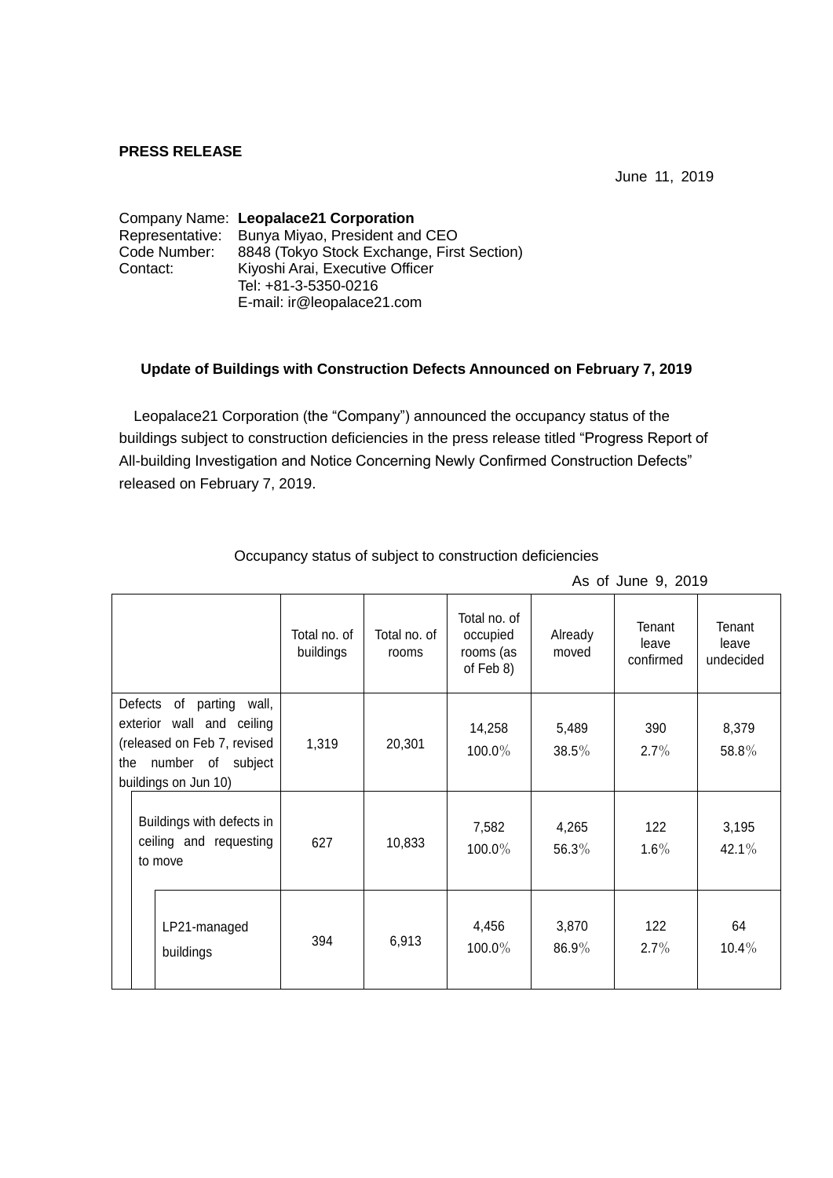**PRESS RELEASE**

June 11, 2019

Company Name: **Leopalace21 Corporation**
Representative: Bunya Miyao, President and CEO
Code Number: 8848 (Tokyo Stock Exchange, First Section)
Contact: Kiyoshi Arai, Executive Officer
Tel: +81-3-5350-0216
E-mail: ir@leopalace21.com

## Update of Buildings with Construction Defects Announced on February 7, 2019

Leopalace21 Corporation (the “Company”) announced the occupancy status of the buildings subject to construction deficiencies in the press release titled “Progress Report of All-building Investigation and Notice Concerning Newly Confirmed Construction Defects” released on February 7, 2019.

Occupancy status of subject to construction deficiencies

As of June 9, 2019

| | Total no. of buildings | Total no. of rooms | Total no. of occupied rooms (as of Feb 8) | Already moved | Tenant leave confirmed | Tenant leave undecided |
|---|---|---|---|---|---|---|
| Defects of parting wall, exterior wall and ceiling (released on Feb 7, revised the number of subject buildings on Jun 10) | 1,319 | 20,301 | 14,258<br>100.0% | 5,489<br>38.5% | 390<br>2.7% | 8,379<br>58.8% |
| Buildings with defects in ceiling and requesting to move | 627 | 10,833 | 7,582<br>100.0% | 4,265<br>56.3% | 122<br>1.6% | 3,195<br>42.1% |
| LP21-managed buildings | 394 | 6,913 | 4,456<br>100.0% | 3,870<br>86.9% | 122<br>2.7% | 64<br>10.4% |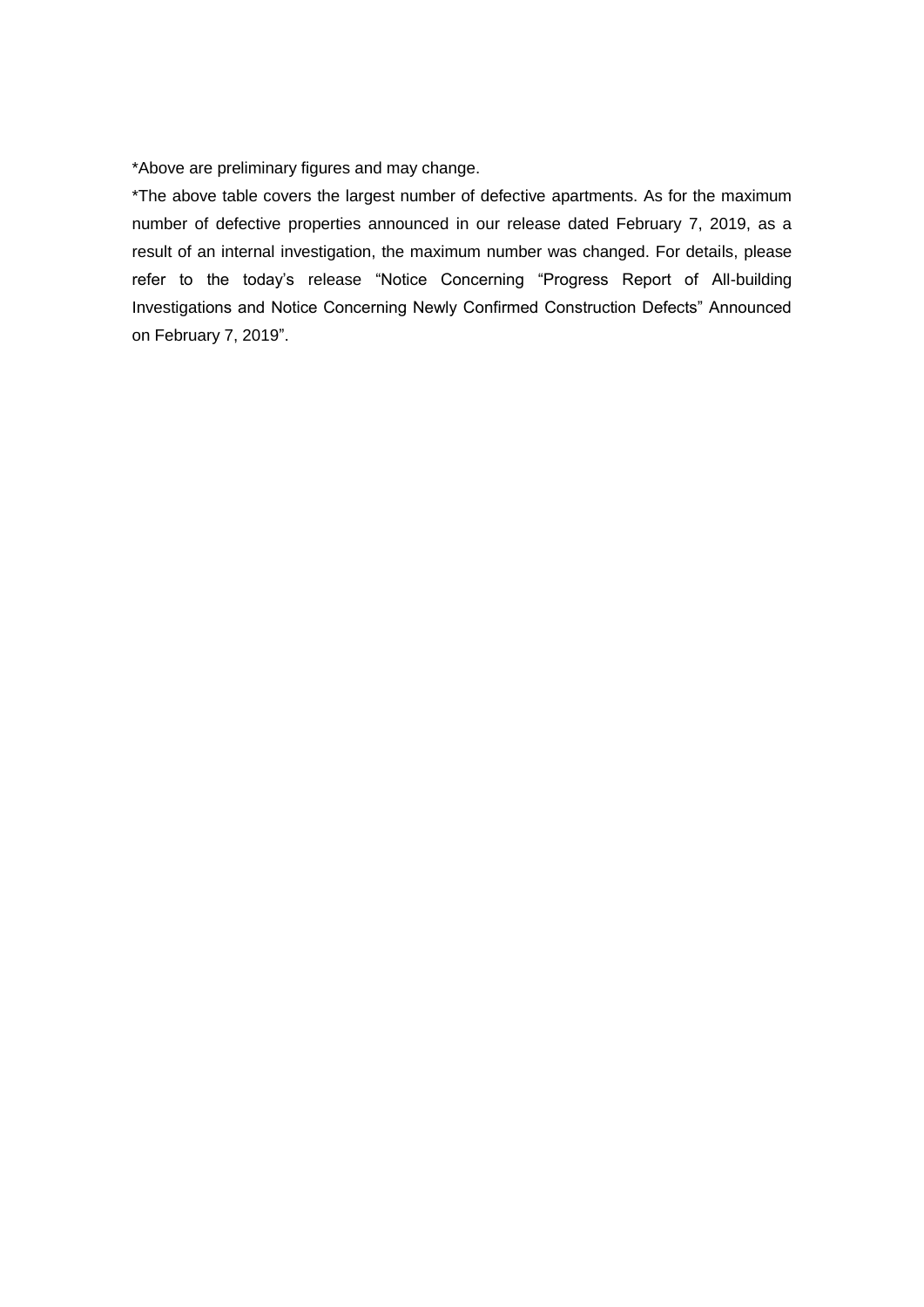*Above are preliminary figures and may change.

*The above table covers the largest number of defective apartments. As for the maximum number of defective properties announced in our release dated February 7, 2019, as a result of an internal investigation, the maximum number was changed. For details, please refer to the today's release "Notice Concerning "Progress Report of All-building Investigations and Notice Concerning Newly Confirmed Construction Defects" Announced on February 7, 2019".